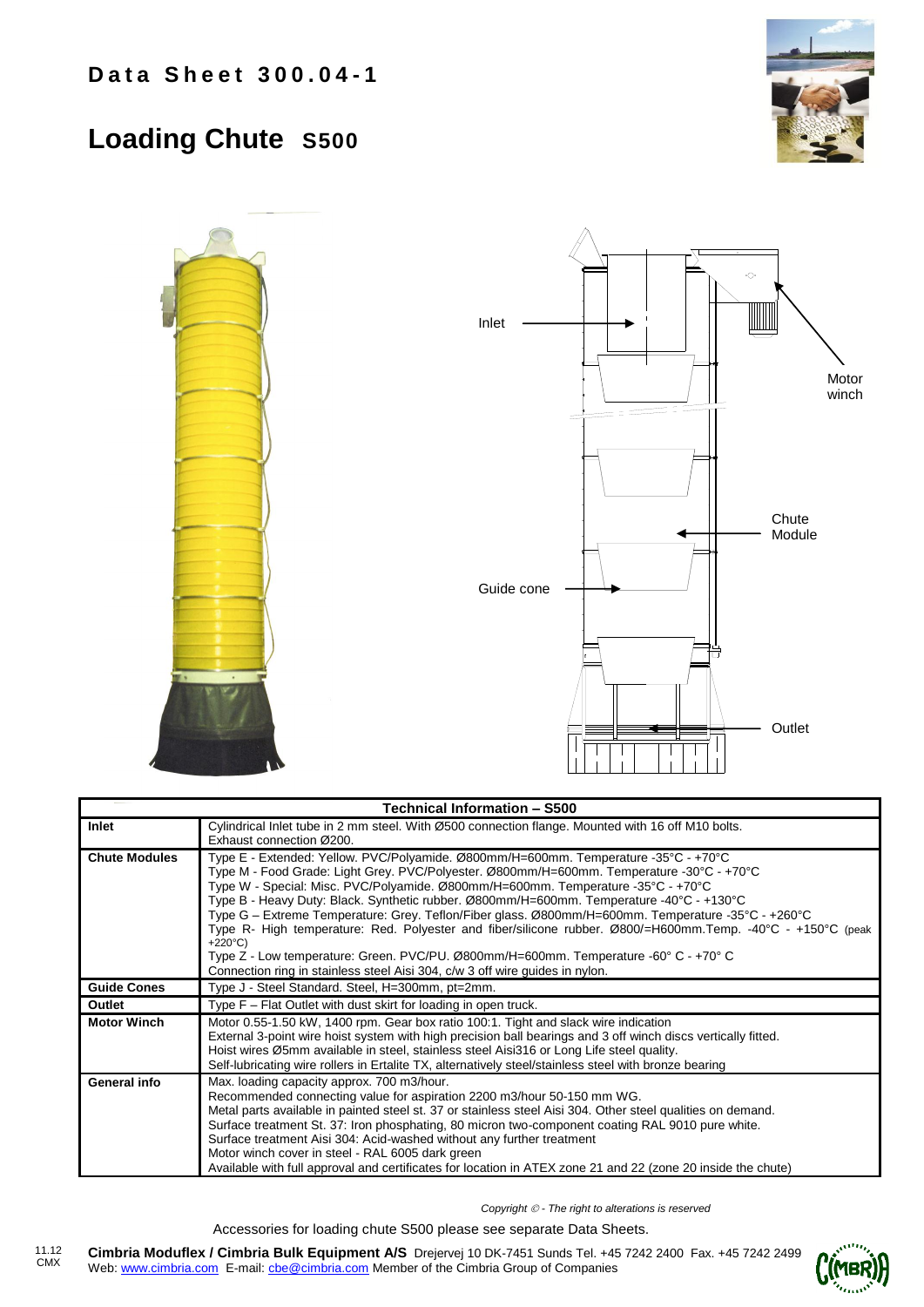**Data Sheet 300.04-1**

# Loading Chute S500

Inlet

Motor winch

Chute Module

Guide cone

Outlet

| Technical Information – S500 | |
|---|---|
| **Inlet** | Cylindrical Inlet tube in 2 mm steel. With Ø500 connection flange. Mounted with 16 off M10 bolts.<br>Exhaust connection Ø200. |
| **Chute Modules** | Type E - Extended: Yellow. PVC/Polyamide. Ø800mm/H=600mm. Temperature -35°C - +70°C<br>Type M - Food Grade: Light Grey. PVC/Polyester. Ø800mm/H=600mm. Temperature -30°C - +70°C<br>Type W - Special: Misc. PVC/Polyamide. Ø800mm/H=600mm. Temperature -35°C - +70°C<br>Type B - Heavy Duty: Black. Synthetic rubber. Ø800mm/H=600mm. Temperature -40°C - +130°C<br>Type G – Extreme Temperature: Grey. Teflon/Fiber glass. Ø800mm/H=600mm. Temperature -35°C - +260°C<br>Type R- High temperature: Red. Polyester and fiber/silicone rubber. Ø800/=H600mm.Temp. -40°C - +150°C (peak +220°C)<br>Type Z - Low temperature: Green. PVC/PU. Ø800mm/H=600mm. Temperature -60° C - +70° C<br>Connection ring in stainless steel Aisi 304, c/w 3 off wire guides in nylon. |
| **Guide Cones** | Type J - Steel Standard. Steel, H=300mm, pt=2mm. |
| **Outlet** | Type F – Flat Outlet with dust skirt for loading in open truck. |
| **Motor Winch** | Motor 0.55-1.50 kW, 1400 rpm. Gear box ratio 100:1. Tight and slack wire indication<br>External 3-point wire hoist system with high precision ball bearings and 3 off winch discs vertically fitted.<br>Hoist wires Ø5mm available in steel, stainless steel Aisi316 or Long Life steel quality.<br>Self-lubricating wire rollers in Ertalite TX, alternatively steel/stainless steel with bronze bearing |
| **General info** | Max. loading capacity approx. 700 m3/hour.<br>Recommended connecting value for aspiration 2200 m3/hour 50-150 mm WG.<br>Metal parts available in painted steel st. 37 or stainless steel Aisi 304. Other steel qualities on demand.<br>Surface treatment St. 37: Iron phosphating, 80 micron two-component coating RAL 9010 pure white.<br>Surface treatment Aisi 304: Acid-washed without any further treatment<br>Motor winch cover in steel - RAL 6005 dark green<br>Available with full approval and certificates for location in ATEX zone 21 and 22 (zone 20 inside the chute) |

*Copyright © - The right to alterations is reserved*

Accessories for loading chute S500 please see separate Data Sheets.

11.12 CMX

**Cimbria Moduflex / Cimbria Bulk Equipment A/S** Drejervej 10 DK-7451 Sunds Tel. +45 7242 2400 Fax. +45 7242 2499
Web: www.cimbria.com E-mail: cbe@cimbria.com Member of the Cimbria Group of Companies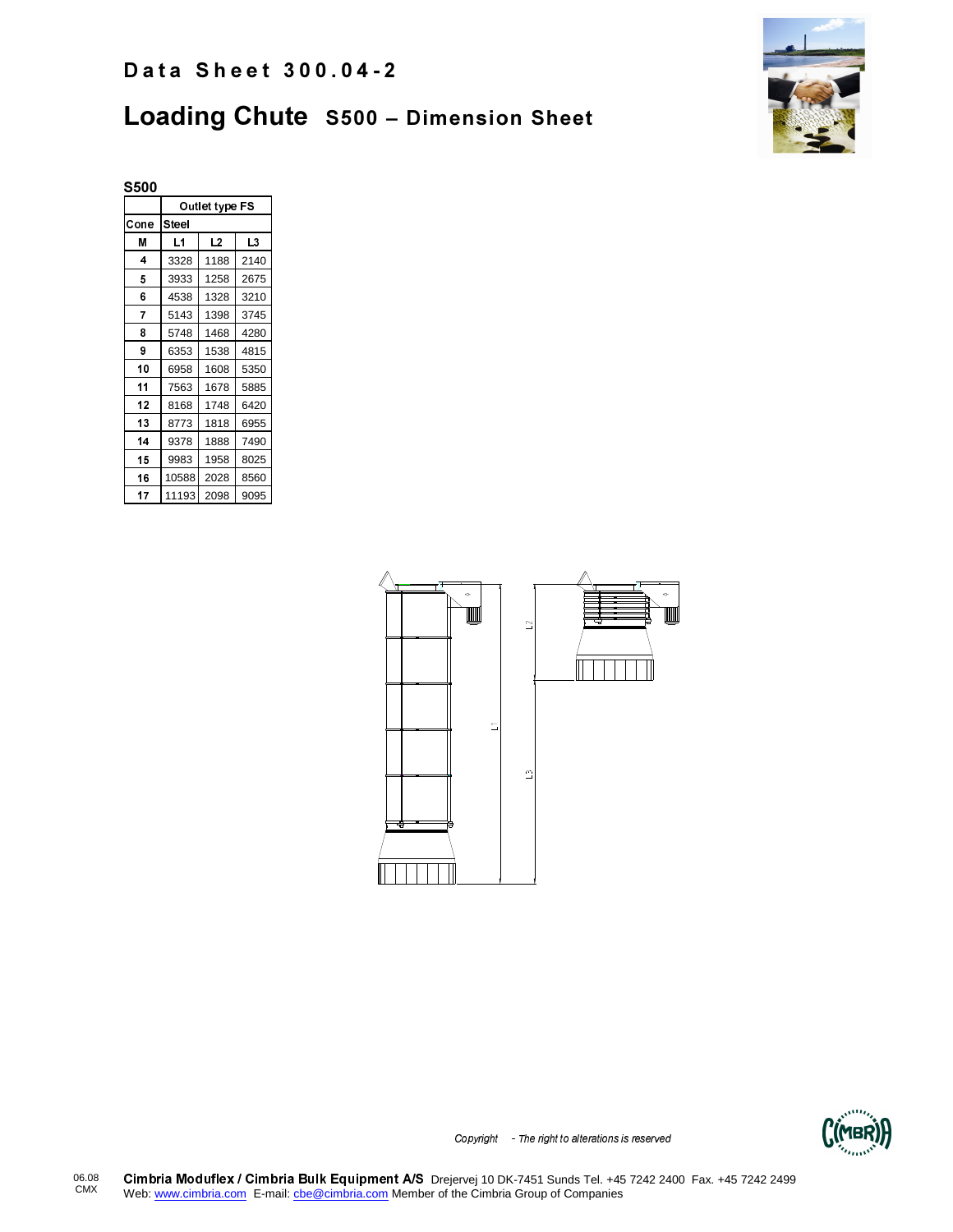# Data Sheet 300.04-2

## Loading Chute S500 – Dimension Sheet

**S500**

| | Outlet type FS | | |
|---|---|---|---|
| Cone | Steel | | |
| M | L1 | L2 | L3 |
| 4 | 3328 | 1188 | 2140 |
| 5 | 3933 | 1258 | 2675 |
| 6 | 4538 | 1328 | 3210 |
| 7 | 5143 | 1398 | 3745 |
| 8 | 5748 | 1468 | 4280 |
| 9 | 6353 | 1538 | 4815 |
| 10 | 6958 | 1608 | 5350 |
| 11 | 7563 | 1678 | 5885 |
| 12 | 8168 | 1748 | 6420 |
| 13 | 8773 | 1818 | 6955 |
| 14 | 9378 | 1888 | 7490 |
| 15 | 9983 | 1958 | 8025 |
| 16 | 10588 | 2028 | 8560 |
| 17 | 11193 | 2098 | 9095 |

L2

L1

L3

*Copyright - The right to alterations is reserved*

06.08
CMX

**Cimbria Moduflex / Cimbria Bulk Equipment A/S** Drejervej 10 DK-7451 Sunds Tel. +45 7242 2400 Fax. +45 7242 2499
Web: www.cimbria.com E-mail: cbe@cimbria.com Member of the Cimbria Group of Companies